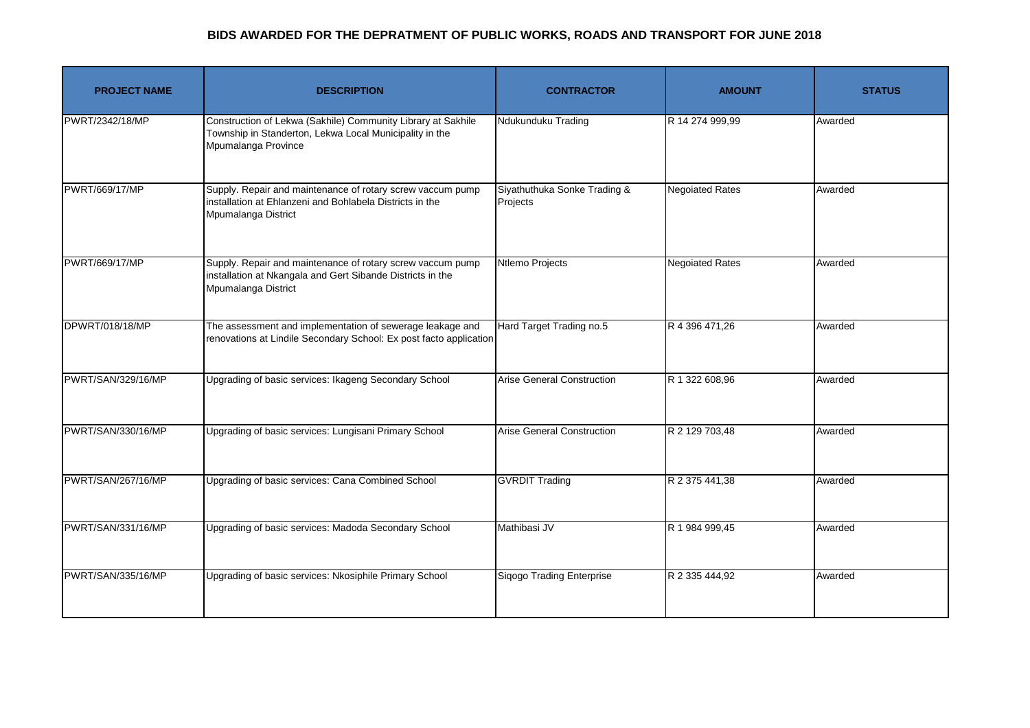# BIDS AWARDED FOR THE DEPRATMENT OF PUBLIC WORKS, ROADS AND TRANSPORT FOR JUNE 2018

| PROJECT NAME | DESCRIPTION | CONTRACTOR | AMOUNT | STATUS |
|---|---|---|---|---|
| PWRT/2342/18/MP | Construction of Lekwa (Sakhile) Community Library at Sakhile Township in Standerton, Lekwa Local Municipality in the Mpumalanga Province | Ndukunduku Trading | R 14 274 999,99 | Awarded |
| PWRT/669/17/MP | Supply. Repair and maintenance of rotary screw vaccum pump installation at Ehlanzeni and Bohlabela Districts in the Mpumalanga District | Siyathuthuka Sonke Trading & Projects | Negoiated Rates | Awarded |
| PWRT/669/17/MP | Supply. Repair and maintenance of rotary screw vaccum pump installation at Nkangala and Gert Sibande Districts in the Mpumalanga District | Ntlemo Projects | Negoiated Rates | Awarded |
| DPWRT/018/18/MP | The assessment and implementation of sewerage leakage and renovations at Lindile Secondary School: Ex post facto application | Hard Target Trading no.5 | R 4 396 471,26 | Awarded |
| PWRT/SAN/329/16/MP | Upgrading of basic services: Ikageng Secondary School | Arise General Construction | R 1 322 608,96 | Awarded |
| PWRT/SAN/330/16/MP | Upgrading of basic services: Lungisani Primary School | Arise General Construction | R 2 129 703,48 | Awarded |
| PWRT/SAN/267/16/MP | Upgrading of basic services: Cana Combined School | GVRDIT Trading | R 2 375 441,38 | Awarded |
| PWRT/SAN/331/16/MP | Upgrading of basic services: Madoda Secondary School | Mathibasi JV | R 1 984 999,45 | Awarded |
| PWRT/SAN/335/16/MP | Upgrading of basic services: Nkosiphile Primary School | Siqogo Trading Enterprise | R 2 335 444,92 | Awarded |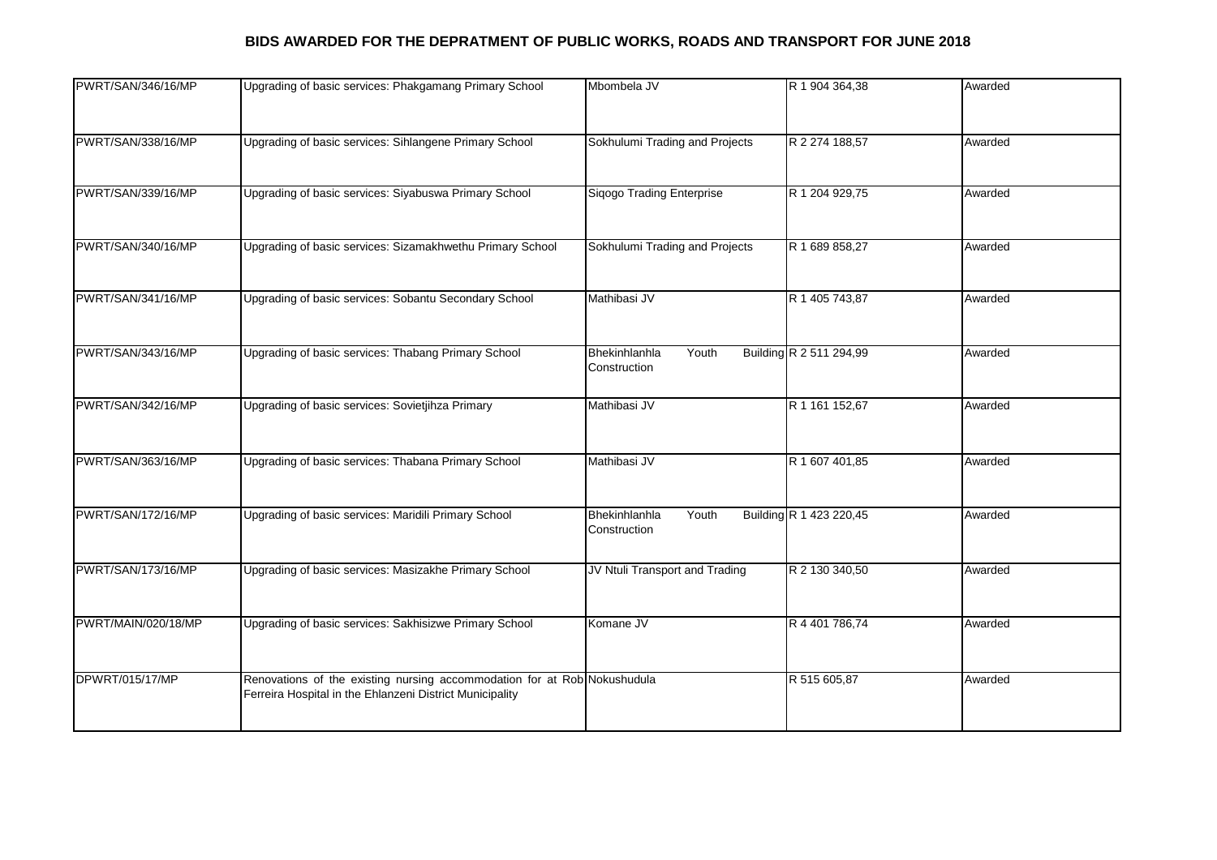# BIDS AWARDED FOR THE DEPRATMENT OF PUBLIC WORKS, ROADS AND TRANSPORT FOR JUNE 2018

| | | | | |
|---|---|---|---|---|
| PWRT/SAN/346/16/MP | Upgrading of basic services: Phakgamang Primary School | Mbombela JV | R 1 904 364,38 | Awarded |
| PWRT/SAN/338/16/MP | Upgrading of basic services: Sihlangene Primary School | Sokhulumi Trading and Projects | R 2 274 188,57 | Awarded |
| PWRT/SAN/339/16/MP | Upgrading of basic services: Siyabuswa Primary School | Siqogo Trading Enterprise | R 1 204 929,75 | Awarded |
| PWRT/SAN/340/16/MP | Upgrading of basic services: Sizamakhwethu Primary School | Sokhulumi Trading and Projects | R 1 689 858,27 | Awarded |
| PWRT/SAN/341/16/MP | Upgrading of basic services: Sobantu Secondary School | Mathibasi JV | R 1 405 743,87 | Awarded |
| PWRT/SAN/343/16/MP | Upgrading of basic services: Thabang Primary School | Bhekinhlanhla Youth Building Construction | R 2 511 294,99 | Awarded |
| PWRT/SAN/342/16/MP | Upgrading of basic services: Sovietjihza Primary | Mathibasi JV | R 1 161 152,67 | Awarded |
| PWRT/SAN/363/16/MP | Upgrading of basic services: Thabana Primary School | Mathibasi JV | R 1 607 401,85 | Awarded |
| PWRT/SAN/172/16/MP | Upgrading of basic services: Maridili Primary School | Bhekinhlanhla Youth Building Construction | R 1 423 220,45 | Awarded |
| PWRT/SAN/173/16/MP | Upgrading of basic services: Masizakhe Primary School | JV Ntuli Transport and Trading | R 2 130 340,50 | Awarded |
| PWRT/MAIN/020/18/MP | Upgrading of basic services: Sakhisizwe Primary School | Komane JV | R 4 401 786,74 | Awarded |
| DPWRT/015/17/MP | Renovations of the existing nursing accommodation for at Rob Ferreira Hospital in the Ehlanzeni District Municipality | Nokushudula | R 515 605,87 | Awarded |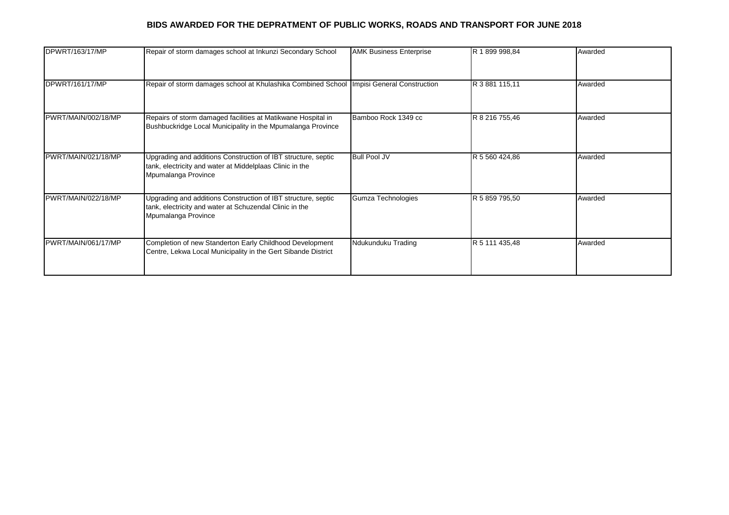**BIDS AWARDED FOR THE DEPRATMENT OF PUBLIC WORKS, ROADS AND TRANSPORT FOR JUNE 2018**

| | | | | |
|---|---|---|---|---|
| DPWRT/163/17/MP | Repair of storm damages school at Inkunzi Secondary School | AMK Business Enterprise | R 1 899 998,84 | Awarded |
| DPWRT/161/17/MP | Repair of storm damages school at Khulashika Combined School | Impisi General Construction | R 3 881 115,11 | Awarded |
| PWRT/MAIN/002/18/MP | Repairs of storm damaged facilities at Matikwane Hospital in Bushbuckridge Local Municipality in the Mpumalanga Province | Bamboo Rock 1349 cc | R 8 216 755,46 | Awarded |
| PWRT/MAIN/021/18/MP | Upgrading and additions Construction of IBT structure, septic tank, electricity and water at Middelplaas Clinic in the Mpumalanga Province | Bull Pool JV | R 5 560 424,86 | Awarded |
| PWRT/MAIN/022/18/MP | Upgrading and additions Construction of IBT structure, septic tank, electricity and water at Schuzendal Clinic in the Mpumalanga Province | Gumza Technologies | R 5 859 795,50 | Awarded |
| PWRT/MAIN/061/17/MP | Completion of new Standerton Early Childhood Development Centre, Lekwa Local Municipality in the Gert Sibande District | Ndukunduku Trading | R 5 111 435,48 | Awarded |